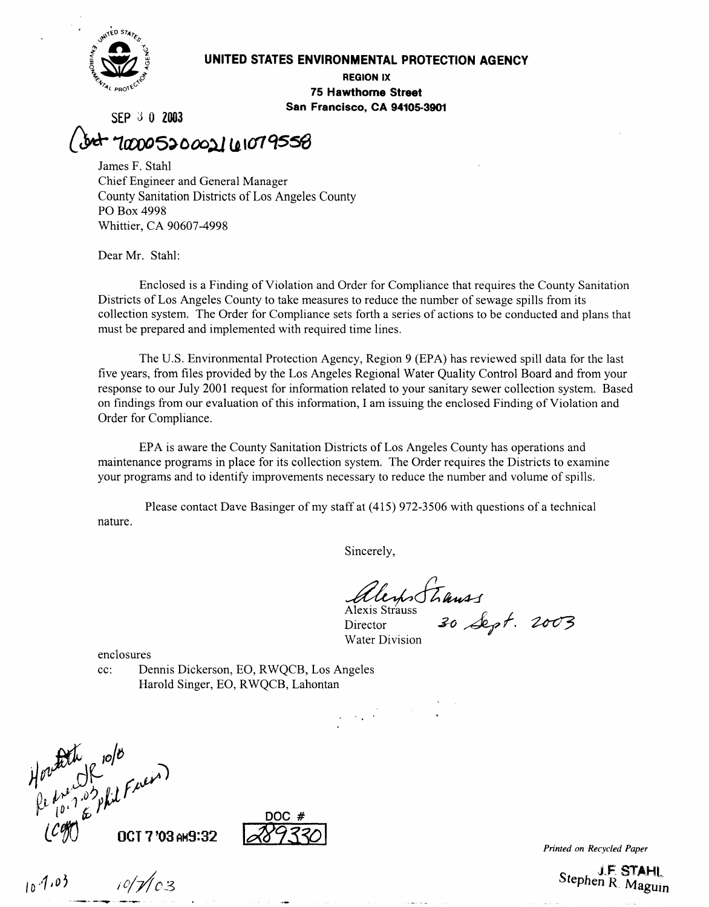**UNITED STATES ENVIRONMENTAL PROTECTION AGENCY**

**REGION IX**

**75 Hawthorne Street**

**San Francisco, CA 94105-3901**

SEP 30 2003

(Cert 70000520002161079558

James F. Stahl
Chief Engineer and General Manager
County Sanitation Districts of Los Angeles County
PO Box 4998
Whittier, CA 90607-4998

Dear Mr. Stahl:

Enclosed is a Finding of Violation and Order for Compliance that requires the County Sanitation Districts of Los Angeles County to take measures to reduce the number of sewage spills from its collection system. The Order for Compliance sets forth a series of actions to be conducted and plans that must be prepared and implemented with required time lines.

The U.S. Environmental Protection Agency, Region 9 (EPA) has reviewed spill data for the last five years, from files provided by the Los Angeles Regional Water Quality Control Board and from your response to our July 2001 request for information related to your sanitary sewer collection system. Based on findings from our evaluation of this information, I am issuing the enclosed Finding of Violation and Order for Compliance.

EPA is aware the County Sanitation Districts of Los Angeles County has operations and maintenance programs in place for its collection system. The Order requires the Districts to examine your programs and to identify improvements necessary to reduce the number and volume of spills.

Please contact Dave Basinger of my staff at (415) 972-3506 with questions of a technical nature.

Sincerely,

Alexis Strauss
Director
Water Division

30 Sept. 2003

enclosures

cc: Dennis Dickerson, EO, RWQCB, Los Angeles
Harold Singer, EO, RWQCB, Lahontan

Horvath 10/8
Redirect R 10.7.03
(Copy to Phil Friess)

OCT 7 '03 AM9:32

DOC # 289330

10.7.03 10/7/03

*Printed on Recycled Paper*

J.F. STAHL
Stephen R. Maguin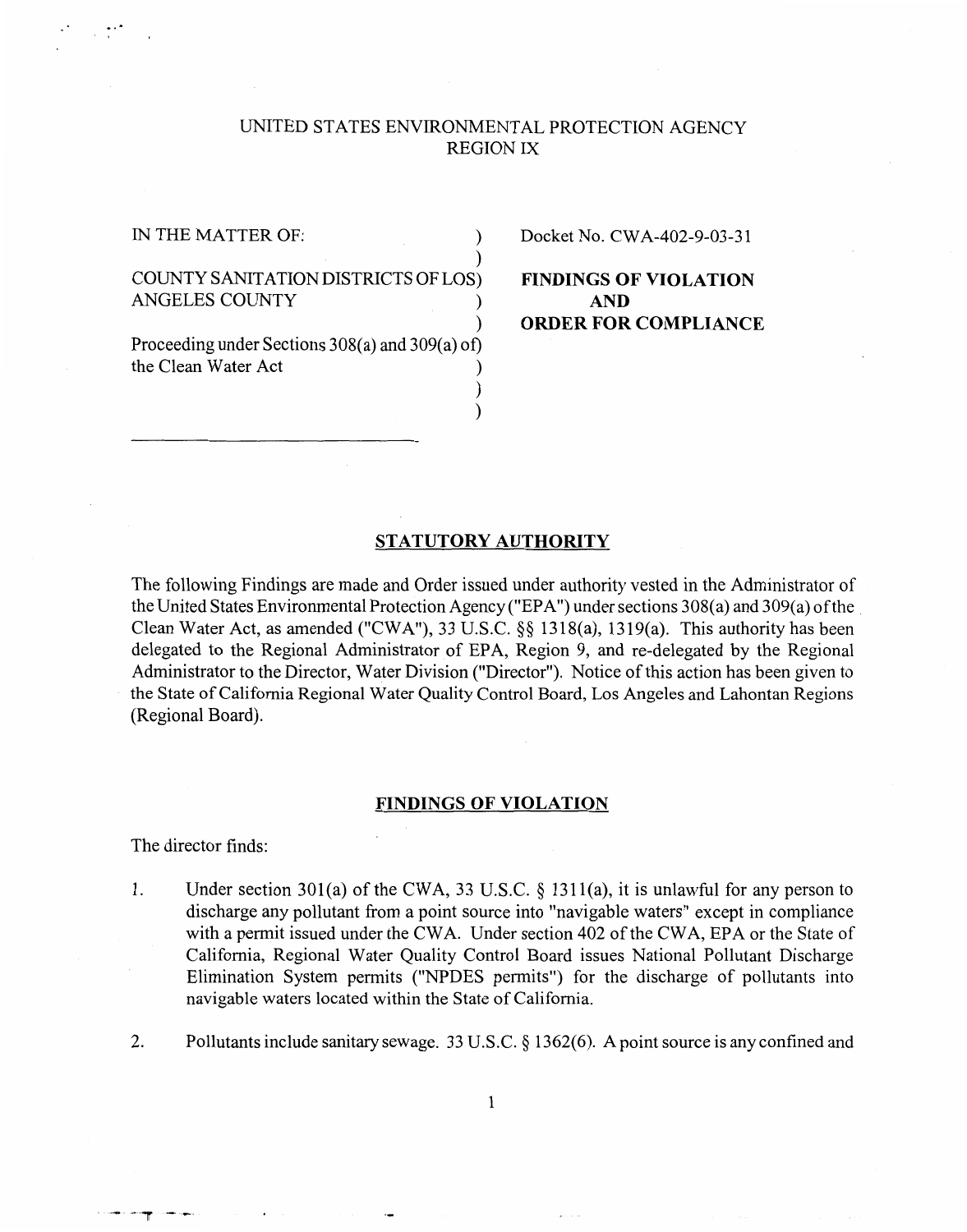UNITED STATES ENVIRONMENTAL PROTECTION AGENCY
REGION IX

IN THE MATTER OF:

COUNTY SANITATION DISTRICTS OF LOS ANGELES COUNTY

Proceeding under Sections 308(a) and 309(a) of the Clean Water Act

Docket No. CWA-402-9-03-31

**FINDINGS OF VIOLATION AND ORDER FOR COMPLIANCE**

## STATUTORY AUTHORITY

The following Findings are made and Order issued under authority vested in the Administrator of the United States Environmental Protection Agency ("EPA") under sections 308(a) and 309(a) of the Clean Water Act, as amended ("CWA"), 33 U.S.C. §§ 1318(a), 1319(a). This authority has been delegated to the Regional Administrator of EPA, Region 9, and re-delegated by the Regional Administrator to the Director, Water Division ("Director"). Notice of this action has been given to the State of California Regional Water Quality Control Board, Los Angeles and Lahontan Regions (Regional Board).

## FINDINGS OF VIOLATION

The director finds:

1. Under section 301(a) of the CWA, 33 U.S.C. § 1311(a), it is unlawful for any person to discharge any pollutant from a point source into "navigable waters" except in compliance with a permit issued under the CWA. Under section 402 of the CWA, EPA or the State of California, Regional Water Quality Control Board issues National Pollutant Discharge Elimination System permits ("NPDES permits") for the discharge of pollutants into navigable waters located within the State of California.

2. Pollutants include sanitary sewage. 33 U.S.C. § 1362(6). A point source is any confined and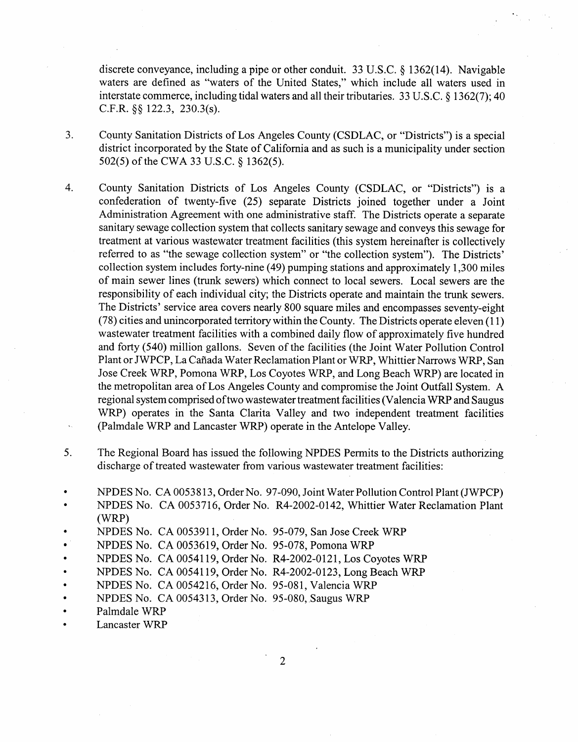discrete conveyance, including a pipe or other conduit. 33 U.S.C. § 1362(14). Navigable waters are defined as "waters of the United States," which include all waters used in interstate commerce, including tidal waters and all their tributaries. 33 U.S.C. § 1362(7); 40 C.F.R. §§ 122.3, 230.3(s).

3. County Sanitation Districts of Los Angeles County (CSDLAC, or "Districts") is a special district incorporated by the State of California and as such is a municipality under section 502(5) of the CWA 33 U.S.C. § 1362(5).

4. County Sanitation Districts of Los Angeles County (CSDLAC, or "Districts") is a confederation of twenty-five (25) separate Districts joined together under a Joint Administration Agreement with one administrative staff. The Districts operate a separate sanitary sewage collection system that collects sanitary sewage and conveys this sewage for treatment at various wastewater treatment facilities (this system hereinafter is collectively referred to as "the sewage collection system" or "the collection system"). The Districts' collection system includes forty-nine (49) pumping stations and approximately 1,300 miles of main sewer lines (trunk sewers) which connect to local sewers. Local sewers are the responsibility of each individual city; the Districts operate and maintain the trunk sewers. The Districts' service area covers nearly 800 square miles and encompasses seventy-eight (78) cities and unincorporated territory within the County. The Districts operate eleven (11) wastewater treatment facilities with a combined daily flow of approximately five hundred and forty (540) million gallons. Seven of the facilities (the Joint Water Pollution Control Plant or JWPCP, La Cañada Water Reclamation Plant or WRP, Whittier Narrows WRP, San Jose Creek WRP, Pomona WRP, Los Coyotes WRP, and Long Beach WRP) are located in the metropolitan area of Los Angeles County and compromise the Joint Outfall System. A regional system comprised of two wastewater treatment facilities (Valencia WRP and Saugus WRP) operates in the Santa Clarita Valley and two independent treatment facilities (Palmdale WRP and Lancaster WRP) operate in the Antelope Valley.

5. The Regional Board has issued the following NPDES Permits to the Districts authorizing discharge of treated wastewater from various wastewater treatment facilities:

- NPDES No. CA 0053813, Order No. 97-090, Joint Water Pollution Control Plant (JWPCP)
- NPDES No. CA 0053716, Order No. R4-2002-0142, Whittier Water Reclamation Plant (WRP)
- NPDES No. CA 0053911, Order No. 95-079, San Jose Creek WRP
- NPDES No. CA 0053619, Order No. 95-078, Pomona WRP
- NPDES No. CA 0054119, Order No. R4-2002-0121, Los Coyotes WRP
- NPDES No. CA 0054119, Order No. R4-2002-0123, Long Beach WRP
- NPDES No. CA 0054216, Order No. 95-081, Valencia WRP
- NPDES No. CA 0054313, Order No. 95-080, Saugus WRP
- Palmdale WRP
- Lancaster WRP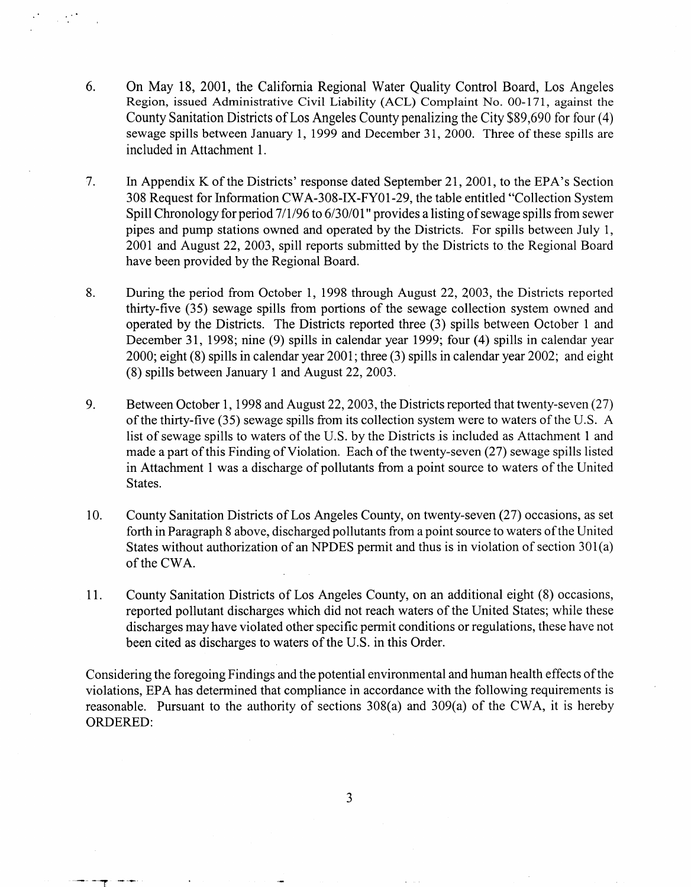6. On May 18, 2001, the California Regional Water Quality Control Board, Los Angeles Region, issued Administrative Civil Liability (ACL) Complaint No. 00-171, against the County Sanitation Districts of Los Angeles County penalizing the City $89,690 for four (4) sewage spills between January 1, 1999 and December 31, 2000. Three of these spills are included in Attachment 1.

7. In Appendix K of the Districts' response dated September 21, 2001, to the EPA's Section 308 Request for Information CWA-308-IX-FY01-29, the table entitled "Collection System Spill Chronology for period 7/1/96 to 6/30/01" provides a listing of sewage spills from sewer pipes and pump stations owned and operated by the Districts. For spills between July 1, 2001 and August 22, 2003, spill reports submitted by the Districts to the Regional Board have been provided by the Regional Board.

8. During the period from October 1, 1998 through August 22, 2003, the Districts reported thirty-five (35) sewage spills from portions of the sewage collection system owned and operated by the Districts. The Districts reported three (3) spills between October 1 and December 31, 1998; nine (9) spills in calendar year 1999; four (4) spills in calendar year 2000; eight (8) spills in calendar year 2001; three (3) spills in calendar year 2002; and eight (8) spills between January 1 and August 22, 2003.

9. Between October 1, 1998 and August 22, 2003, the Districts reported that twenty-seven (27) of the thirty-five (35) sewage spills from its collection system were to waters of the U.S. A list of sewage spills to waters of the U.S. by the Districts is included as Attachment 1 and made a part of this Finding of Violation. Each of the twenty-seven (27) sewage spills listed in Attachment 1 was a discharge of pollutants from a point source to waters of the United States.

10. County Sanitation Districts of Los Angeles County, on twenty-seven (27) occasions, as set forth in Paragraph 8 above, discharged pollutants from a point source to waters of the United States without authorization of an NPDES permit and thus is in violation of section 301(a) of the CWA.

11. County Sanitation Districts of Los Angeles County, on an additional eight (8) occasions, reported pollutant discharges which did not reach waters of the United States; while these discharges may have violated other specific permit conditions or regulations, these have not been cited as discharges to waters of the U.S. in this Order.

Considering the foregoing Findings and the potential environmental and human health effects of the violations, EPA has determined that compliance in accordance with the following requirements is reasonable. Pursuant to the authority of sections 308(a) and 309(a) of the CWA, it is hereby ORDERED: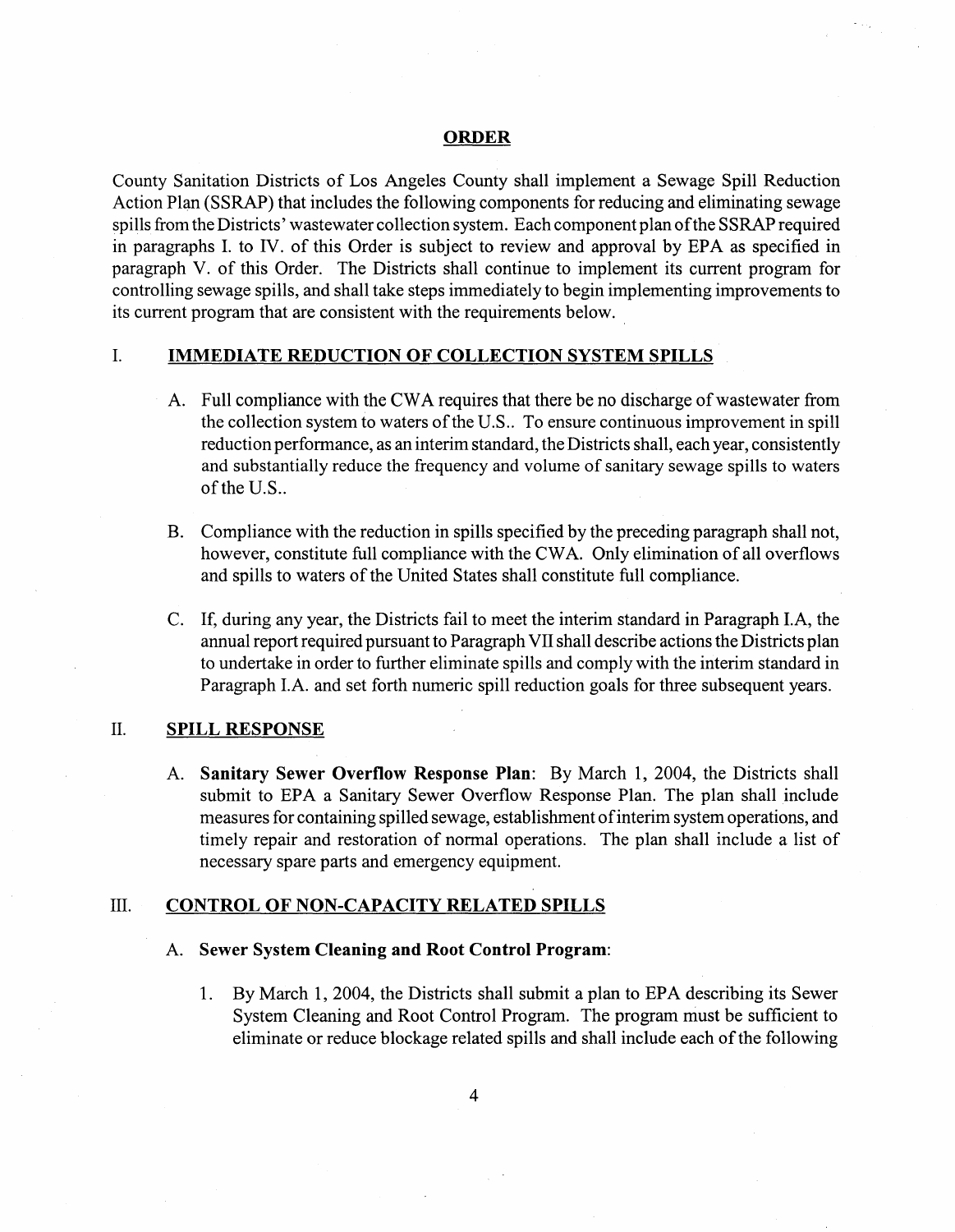## ORDER

County Sanitation Districts of Los Angeles County shall implement a Sewage Spill Reduction Action Plan (SSRAP) that includes the following components for reducing and eliminating sewage spills from the Districts' wastewater collection system. Each component plan of the SSRAP required in paragraphs I. to IV. of this Order is subject to review and approval by EPA as specified in paragraph V. of this Order. The Districts shall continue to implement its current program for controlling sewage spills, and shall take steps immediately to begin implementing improvements to its current program that are consistent with the requirements below.

### I. IMMEDIATE REDUCTION OF COLLECTION SYSTEM SPILLS

A. Full compliance with the CWA requires that there be no discharge of wastewater from the collection system to waters of the U.S.. To ensure continuous improvement in spill reduction performance, as an interim standard, the Districts shall, each year, consistently and substantially reduce the frequency and volume of sanitary sewage spills to waters of the U.S..

B. Compliance with the reduction in spills specified by the preceding paragraph shall not, however, constitute full compliance with the CWA. Only elimination of all overflows and spills to waters of the United States shall constitute full compliance.

C. If, during any year, the Districts fail to meet the interim standard in Paragraph I.A, the annual report required pursuant to Paragraph VII shall describe actions the Districts plan to undertake in order to further eliminate spills and comply with the interim standard in Paragraph I.A. and set forth numeric spill reduction goals for three subsequent years.

### II. SPILL RESPONSE

A. **Sanitary Sewer Overflow Response Plan**: By March 1, 2004, the Districts shall submit to EPA a Sanitary Sewer Overflow Response Plan. The plan shall include measures for containing spilled sewage, establishment of interim system operations, and timely repair and restoration of normal operations. The plan shall include a list of necessary spare parts and emergency equipment.

### III. CONTROL OF NON-CAPACITY RELATED SPILLS

A. **Sewer System Cleaning and Root Control Program**:

1. By March 1, 2004, the Districts shall submit a plan to EPA describing its Sewer System Cleaning and Root Control Program. The program must be sufficient to eliminate or reduce blockage related spills and shall include each of the following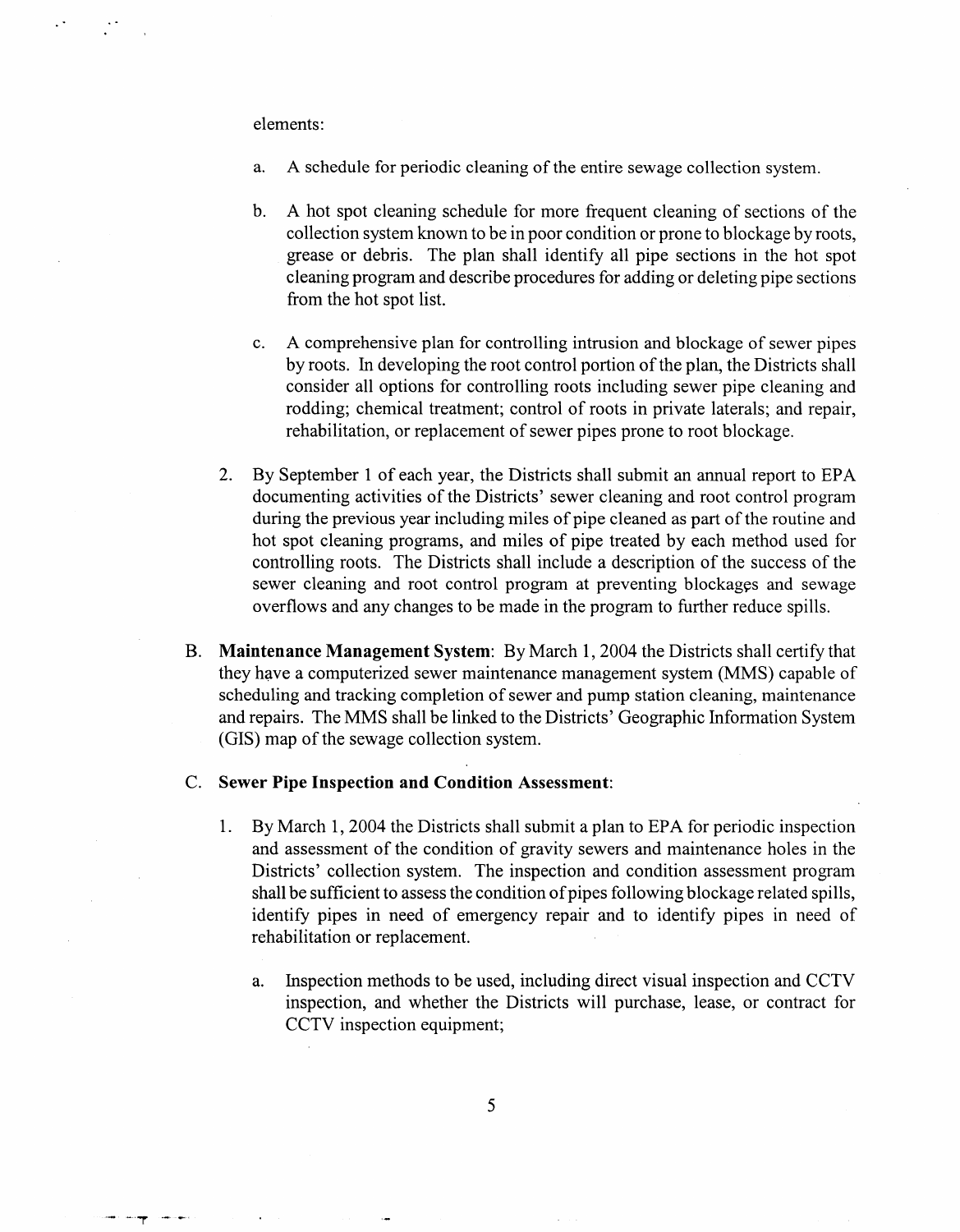elements:

a. A schedule for periodic cleaning of the entire sewage collection system.

b. A hot spot cleaning schedule for more frequent cleaning of sections of the collection system known to be in poor condition or prone to blockage by roots, grease or debris. The plan shall identify all pipe sections in the hot spot cleaning program and describe procedures for adding or deleting pipe sections from the hot spot list.

c. A comprehensive plan for controlling intrusion and blockage of sewer pipes by roots. In developing the root control portion of the plan, the Districts shall consider all options for controlling roots including sewer pipe cleaning and rodding; chemical treatment; control of roots in private laterals; and repair, rehabilitation, or replacement of sewer pipes prone to root blockage.

2. By September 1 of each year, the Districts shall submit an annual report to EPA documenting activities of the Districts' sewer cleaning and root control program during the previous year including miles of pipe cleaned as part of the routine and hot spot cleaning programs, and miles of pipe treated by each method used for controlling roots. The Districts shall include a description of the success of the sewer cleaning and root control program at preventing blockages and sewage overflows and any changes to be made in the program to further reduce spills.

B. **Maintenance Management System**: By March 1, 2004 the Districts shall certify that they have a computerized sewer maintenance management system (MMS) capable of scheduling and tracking completion of sewer and pump station cleaning, maintenance and repairs. The MMS shall be linked to the Districts' Geographic Information System (GIS) map of the sewage collection system.

C. **Sewer Pipe Inspection and Condition Assessment**:

1. By March 1, 2004 the Districts shall submit a plan to EPA for periodic inspection and assessment of the condition of gravity sewers and maintenance holes in the Districts' collection system. The inspection and condition assessment program shall be sufficient to assess the condition of pipes following blockage related spills, identify pipes in need of emergency repair and to identify pipes in need of rehabilitation or replacement.

   a. Inspection methods to be used, including direct visual inspection and CCTV inspection, and whether the Districts will purchase, lease, or contract for CCTV inspection equipment;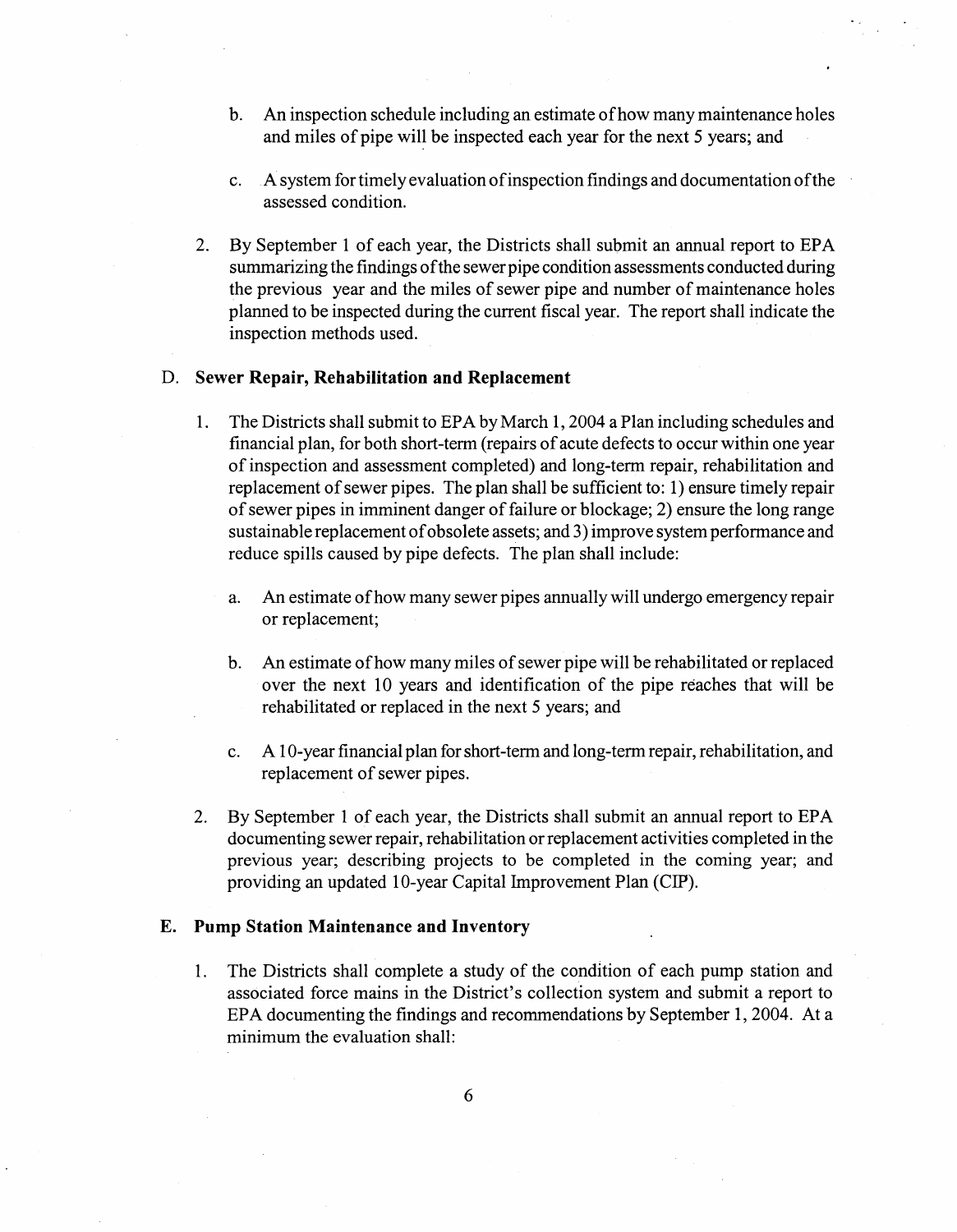b. An inspection schedule including an estimate of how many maintenance holes and miles of pipe will be inspected each year for the next 5 years; and

c. A system for timely evaluation of inspection findings and documentation of the assessed condition.

2. By September 1 of each year, the Districts shall submit an annual report to EPA summarizing the findings of the sewer pipe condition assessments conducted during the previous year and the miles of sewer pipe and number of maintenance holes planned to be inspected during the current fiscal year. The report shall indicate the inspection methods used.

## D. Sewer Repair, Rehabilitation and Replacement

1. The Districts shall submit to EPA by March 1, 2004 a Plan including schedules and financial plan, for both short-term (repairs of acute defects to occur within one year of inspection and assessment completed) and long-term repair, rehabilitation and replacement of sewer pipes. The plan shall be sufficient to: 1) ensure timely repair of sewer pipes in imminent danger of failure or blockage; 2) ensure the long range sustainable replacement of obsolete assets; and 3) improve system performance and reduce spills caused by pipe defects. The plan shall include:

   a. An estimate of how many sewer pipes annually will undergo emergency repair or replacement;

   b. An estimate of how many miles of sewer pipe will be rehabilitated or replaced over the next 10 years and identification of the pipe reaches that will be rehabilitated or replaced in the next 5 years; and

   c. A 10-year financial plan for short-term and long-term repair, rehabilitation, and replacement of sewer pipes.

2. By September 1 of each year, the Districts shall submit an annual report to EPA documenting sewer repair, rehabilitation or replacement activities completed in the previous year; describing projects to be completed in the coming year; and providing an updated 10-year Capital Improvement Plan (CIP).

## E. Pump Station Maintenance and Inventory

1. The Districts shall complete a study of the condition of each pump station and associated force mains in the District's collection system and submit a report to EPA documenting the findings and recommendations by September 1, 2004. At a minimum the evaluation shall: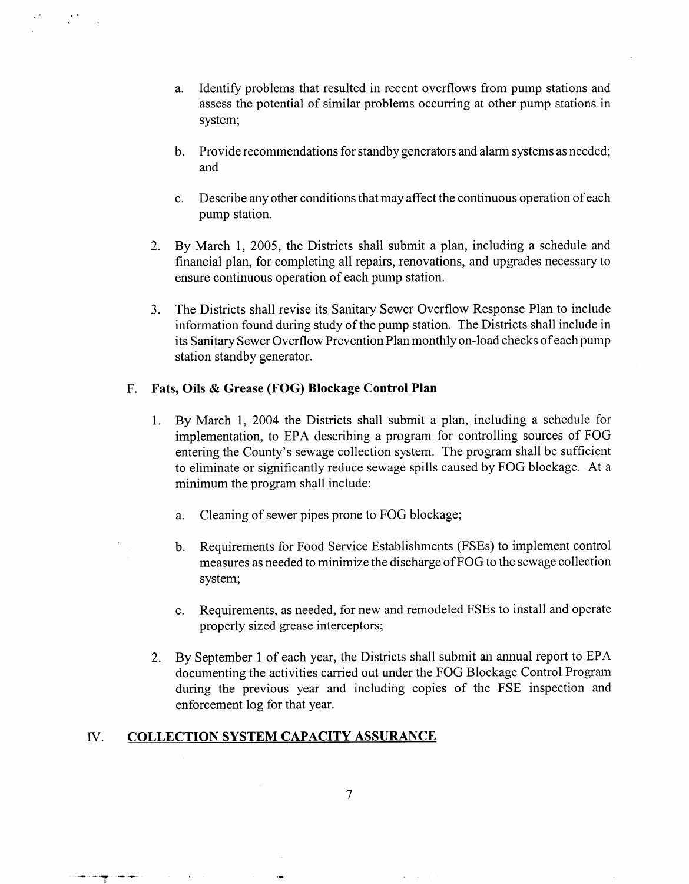a. Identify problems that resulted in recent overflows from pump stations and assess the potential of similar problems occurring at other pump stations in system;

b. Provide recommendations for standby generators and alarm systems as needed; and

c. Describe any other conditions that may affect the continuous operation of each pump station.

2. By March 1, 2005, the Districts shall submit a plan, including a schedule and financial plan, for completing all repairs, renovations, and upgrades necessary to ensure continuous operation of each pump station.

3. The Districts shall revise its Sanitary Sewer Overflow Response Plan to include information found during study of the pump station. The Districts shall include in its Sanitary Sewer Overflow Prevention Plan monthly on-load checks of each pump station standby generator.

F. **Fats, Oils & Grease (FOG) Blockage Control Plan**

1. By March 1, 2004 the Districts shall submit a plan, including a schedule for implementation, to EPA describing a program for controlling sources of FOG entering the County's sewage collection system. The program shall be sufficient to eliminate or significantly reduce sewage spills caused by FOG blockage. At a minimum the program shall include:

   a. Cleaning of sewer pipes prone to FOG blockage;

   b. Requirements for Food Service Establishments (FSEs) to implement control measures as needed to minimize the discharge of FOG to the sewage collection system;

   c. Requirements, as needed, for new and remodeled FSEs to install and operate properly sized grease interceptors;

2. By September 1 of each year, the Districts shall submit an annual report to EPA documenting the activities carried out under the FOG Blockage Control Program during the previous year and including copies of the FSE inspection and enforcement log for that year.

## IV. COLLECTION SYSTEM CAPACITY ASSURANCE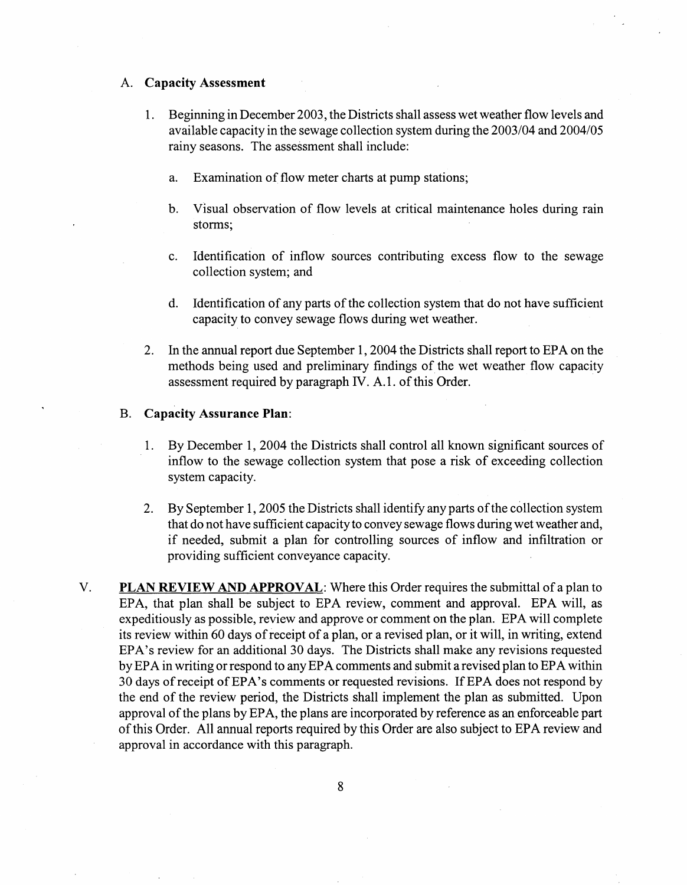A. **Capacity Assessment**

1. Beginning in December 2003, the Districts shall assess wet weather flow levels and available capacity in the sewage collection system during the 2003/04 and 2004/05 rainy seasons. The assessment shall include:

   a. Examination of flow meter charts at pump stations;

   b. Visual observation of flow levels at critical maintenance holes during rain storms;

   c. Identification of inflow sources contributing excess flow to the sewage collection system; and

   d. Identification of any parts of the collection system that do not have sufficient capacity to convey sewage flows during wet weather.

2. In the annual report due September 1, 2004 the Districts shall report to EPA on the methods being used and preliminary findings of the wet weather flow capacity assessment required by paragraph IV. A.1. of this Order.

B. **Capacity Assurance Plan**:

1. By December 1, 2004 the Districts shall control all known significant sources of inflow to the sewage collection system that pose a risk of exceeding collection system capacity.

2. By September 1, 2005 the Districts shall identify any parts of the collection system that do not have sufficient capacity to convey sewage flows during wet weather and, if needed, submit a plan for controlling sources of inflow and infiltration or providing sufficient conveyance capacity.

V. **PLAN REVIEW AND APPROVAL**: Where this Order requires the submittal of a plan to EPA, that plan shall be subject to EPA review, comment and approval. EPA will, as expeditiously as possible, review and approve or comment on the plan. EPA will complete its review within 60 days of receipt of a plan, or a revised plan, or it will, in writing, extend EPA's review for an additional 30 days. The Districts shall make any revisions requested by EPA in writing or respond to any EPA comments and submit a revised plan to EPA within 30 days of receipt of EPA's comments or requested revisions. If EPA does not respond by the end of the review period, the Districts shall implement the plan as submitted. Upon approval of the plans by EPA, the plans are incorporated by reference as an enforceable part of this Order. All annual reports required by this Order are also subject to EPA review and approval in accordance with this paragraph.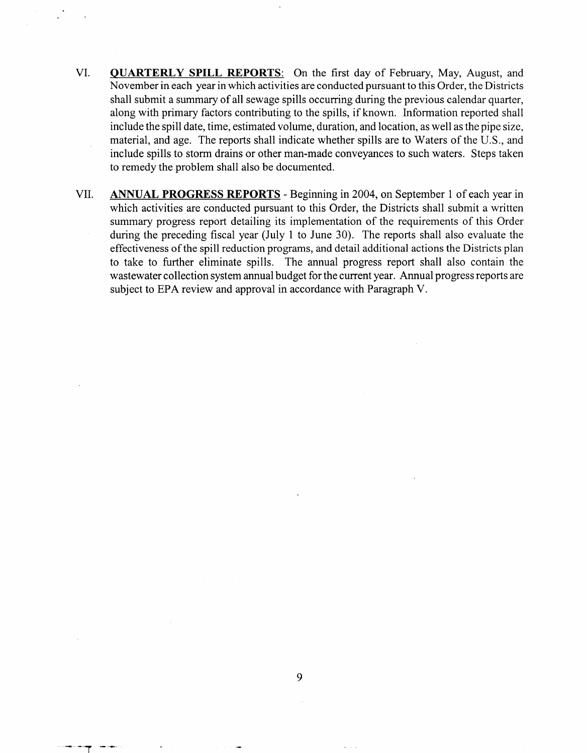VI. **QUARTERLY SPILL REPORTS**: On the first day of February, May, August, and November in each year in which activities are conducted pursuant to this Order, the Districts shall submit a summary of all sewage spills occurring during the previous calendar quarter, along with primary factors contributing to the spills, if known. Information reported shall include the spill date, time, estimated volume, duration, and location, as well as the pipe size, material, and age. The reports shall indicate whether spills are to Waters of the U.S., and include spills to storm drains or other man-made conveyances to such waters. Steps taken to remedy the problem shall also be documented.

VII. **ANNUAL PROGRESS REPORTS** - Beginning in 2004, on September 1 of each year in which activities are conducted pursuant to this Order, the Districts shall submit a written summary progress report detailing its implementation of the requirements of this Order during the preceding fiscal year (July 1 to June 30). The reports shall also evaluate the effectiveness of the spill reduction programs, and detail additional actions the Districts plan to take to further eliminate spills. The annual progress report shall also contain the wastewater collection system annual budget for the current year. Annual progress reports are subject to EPA review and approval in accordance with Paragraph V.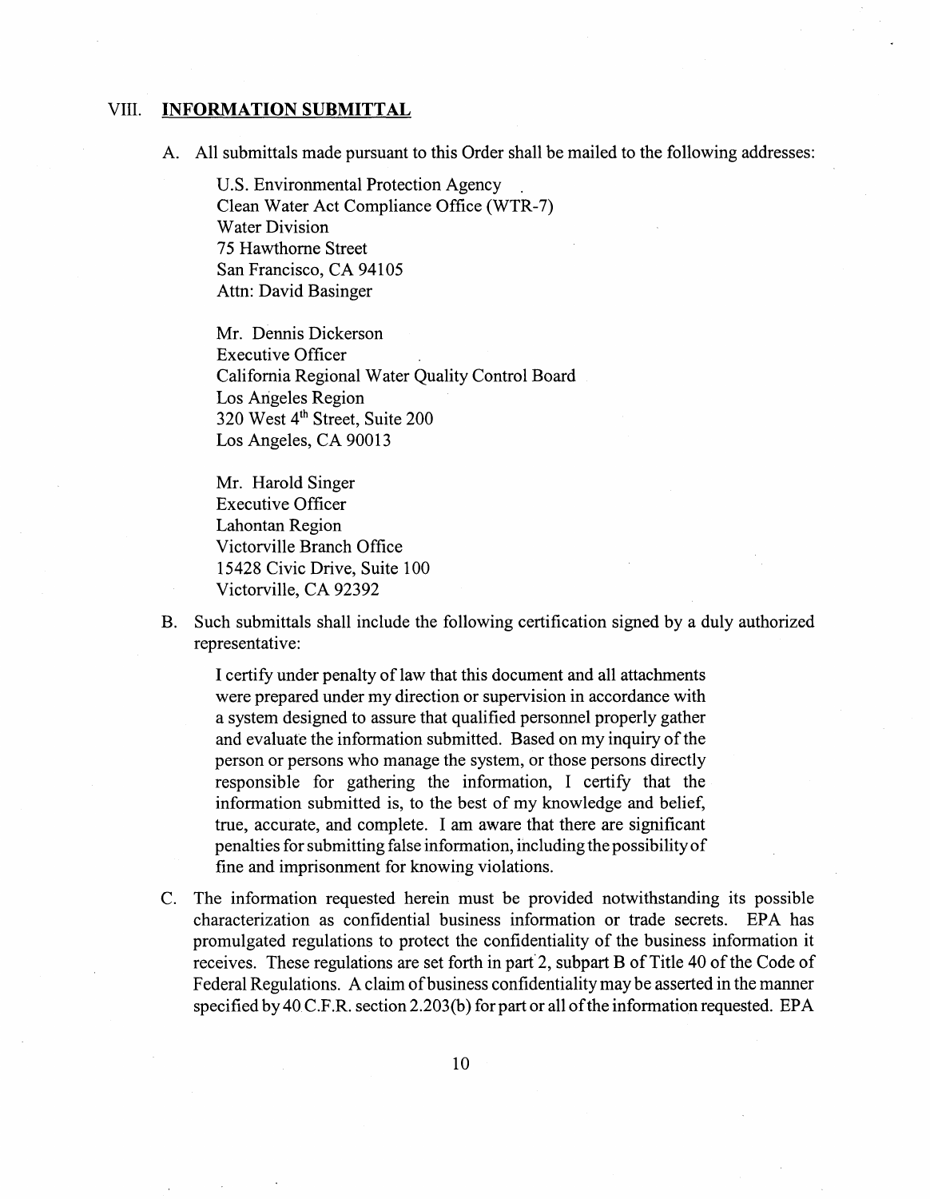## VIII. INFORMATION SUBMITTAL

A. All submittals made pursuant to this Order shall be mailed to the following addresses:

   U.S. Environmental Protection Agency
   Clean Water Act Compliance Office (WTR-7)
   Water Division
   75 Hawthorne Street
   San Francisco, CA 94105
   Attn: David Basinger

   Mr. Dennis Dickerson
   Executive Officer
   California Regional Water Quality Control Board
   Los Angeles Region
   320 West 4th Street, Suite 200
   Los Angeles, CA 90013

   Mr. Harold Singer
   Executive Officer
   Lahontan Region
   Victorville Branch Office
   15428 Civic Drive, Suite 100
   Victorville, CA 92392

B. Such submittals shall include the following certification signed by a duly authorized representative:

   I certify under penalty of law that this document and all attachments were prepared under my direction or supervision in accordance with a system designed to assure that qualified personnel properly gather and evaluate the information submitted. Based on my inquiry of the person or persons who manage the system, or those persons directly responsible for gathering the information, I certify that the information submitted is, to the best of my knowledge and belief, true, accurate, and complete. I am aware that there are significant penalties for submitting false information, including the possibility of fine and imprisonment for knowing violations.

C. The information requested herein must be provided notwithstanding its possible characterization as confidential business information or trade secrets. EPA has promulgated regulations to protect the confidentiality of the business information it receives. These regulations are set forth in part 2, subpart B of Title 40 of the Code of Federal Regulations. A claim of business confidentiality may be asserted in the manner specified by 40 C.F.R. section 2.203(b) for part or all of the information requested. EPA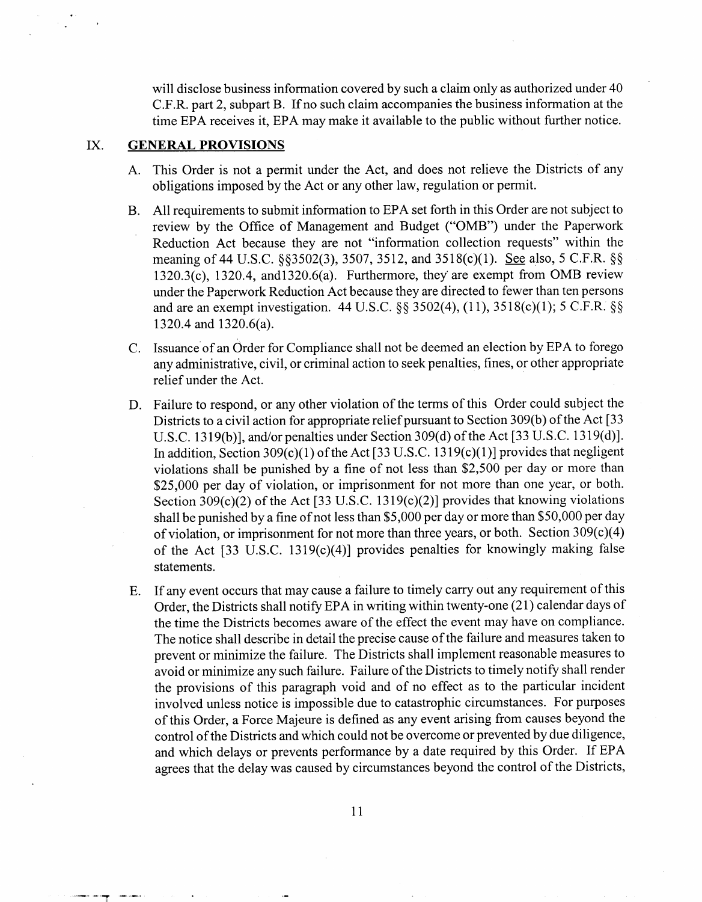will disclose business information covered by such a claim only as authorized under 40 C.F.R. part 2, subpart B. If no such claim accompanies the business information at the time EPA receives it, EPA may make it available to the public without further notice.

## IX. GENERAL PROVISIONS

A. This Order is not a permit under the Act, and does not relieve the Districts of any obligations imposed by the Act or any other law, regulation or permit.

B. All requirements to submit information to EPA set forth in this Order are not subject to review by the Office of Management and Budget ("OMB") under the Paperwork Reduction Act because they are not "information collection requests" within the meaning of 44 U.S.C. §§3502(3), 3507, 3512, and 3518(c)(1). See also, 5 C.F.R. §§ 1320.3(c), 1320.4, and1320.6(a). Furthermore, they are exempt from OMB review under the Paperwork Reduction Act because they are directed to fewer than ten persons and are an exempt investigation. 44 U.S.C. §§ 3502(4), (11), 3518(c)(1); 5 C.F.R. §§ 1320.4 and 1320.6(a).

C. Issuance of an Order for Compliance shall not be deemed an election by EPA to forego any administrative, civil, or criminal action to seek penalties, fines, or other appropriate relief under the Act.

D. Failure to respond, or any other violation of the terms of this Order could subject the Districts to a civil action for appropriate relief pursuant to Section 309(b) of the Act [33 U.S.C. 1319(b)], and/or penalties under Section 309(d) of the Act [33 U.S.C. 1319(d)]. In addition, Section 309(c)(1) of the Act [33 U.S.C. 1319(c)(1)] provides that negligent violations shall be punished by a fine of not less than $2,500 per day or more than $25,000 per day of violation, or imprisonment for not more than one year, or both. Section 309(c)(2) of the Act [33 U.S.C. 1319(c)(2)] provides that knowing violations shall be punished by a fine of not less than $5,000 per day or more than $50,000 per day of violation, or imprisonment for not more than three years, or both. Section 309(c)(4) of the Act [33 U.S.C. 1319(c)(4)] provides penalties for knowingly making false statements.

E. If any event occurs that may cause a failure to timely carry out any requirement of this Order, the Districts shall notify EPA in writing within twenty-one (21) calendar days of the time the Districts becomes aware of the effect the event may have on compliance. The notice shall describe in detail the precise cause of the failure and measures taken to prevent or minimize the failure. The Districts shall implement reasonable measures to avoid or minimize any such failure. Failure of the Districts to timely notify shall render the provisions of this paragraph void and of no effect as to the particular incident involved unless notice is impossible due to catastrophic circumstances. For purposes of this Order, a Force Majeure is defined as any event arising from causes beyond the control of the Districts and which could not be overcome or prevented by due diligence, and which delays or prevents performance by a date required by this Order. If EPA agrees that the delay was caused by circumstances beyond the control of the Districts,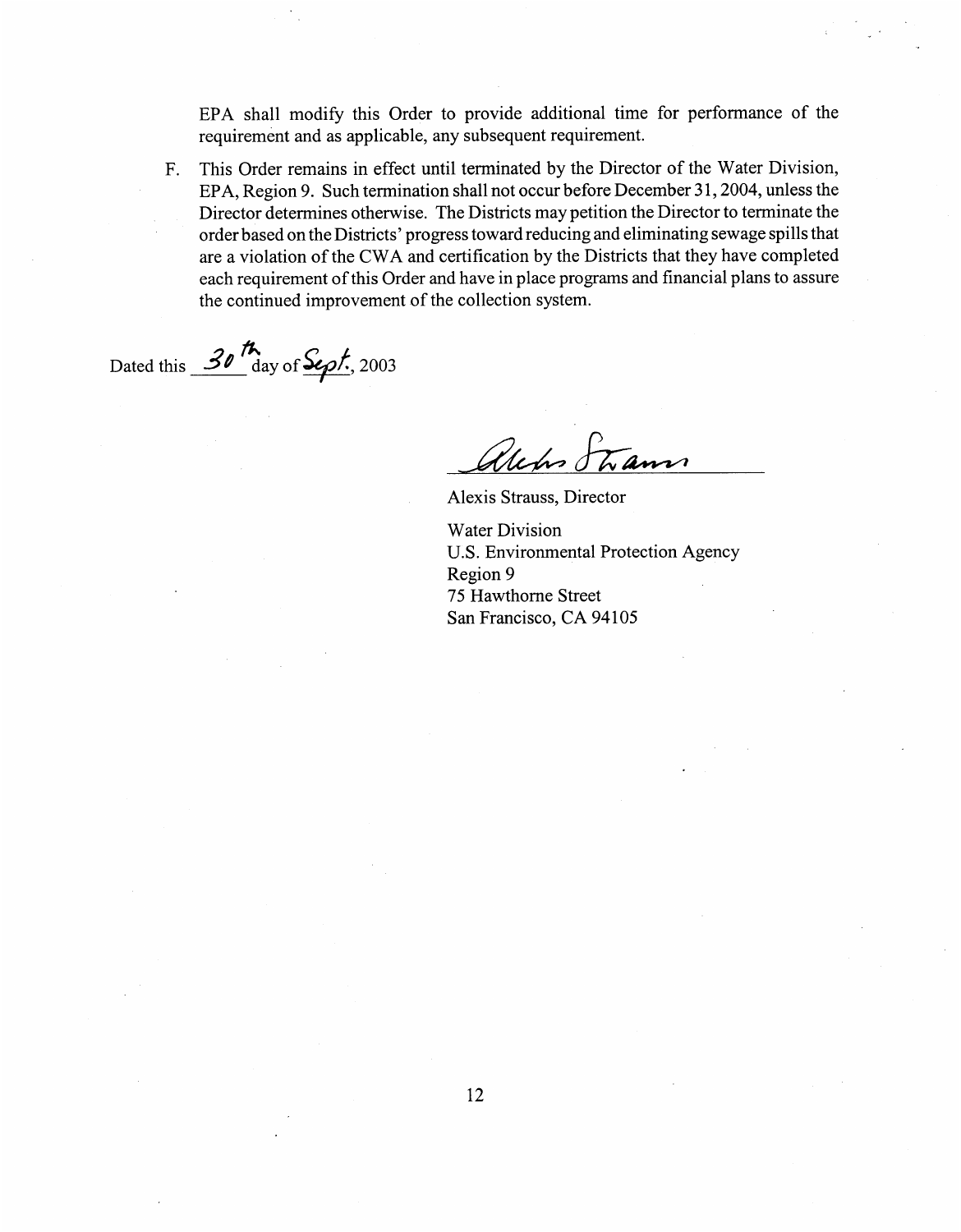EPA shall modify this Order to provide additional time for performance of the requirement and as applicable, any subsequent requirement.

F. This Order remains in effect until terminated by the Director of the Water Division, EPA, Region 9. Such termination shall not occur before December 31, 2004, unless the Director determines otherwise. The Districts may petition the Director to terminate the order based on the Districts' progress toward reducing and eliminating sewage spills that are a violation of the CWA and certification by the Districts that they have completed each requirement of this Order and have in place programs and financial plans to assure the continued improvement of the collection system.

Dated this 30th day of Sept., 2003

Alexis Strauss

Alexis Strauss, Director

Water Division
U.S. Environmental Protection Agency
Region 9
75 Hawthorne Street
San Francisco, CA 94105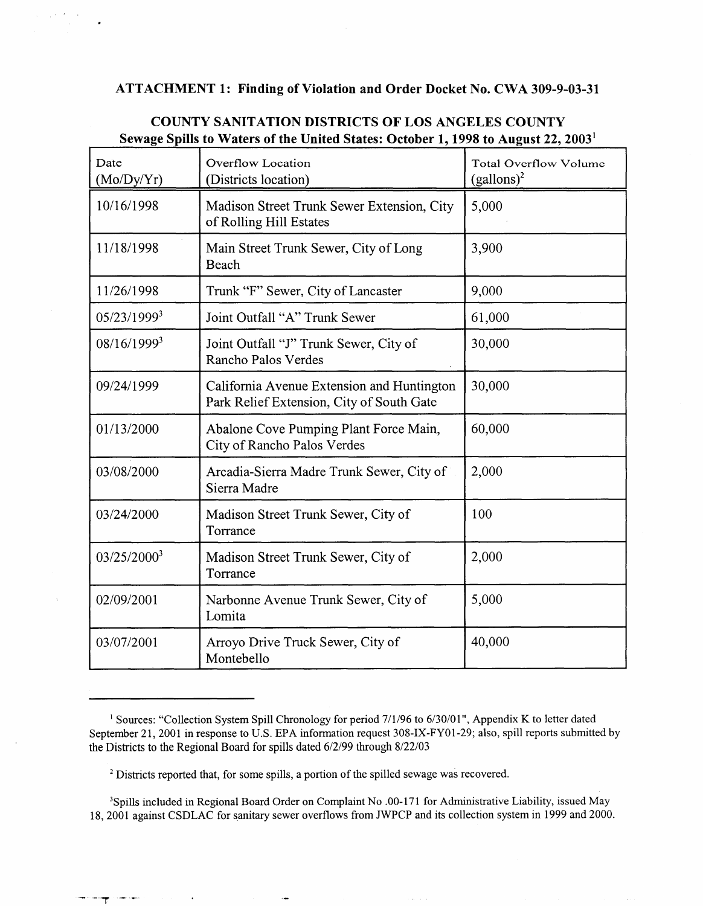**ATTACHMENT 1: Finding of Violation and Order Docket No. CWA 309-9-03-31**

**COUNTY SANITATION DISTRICTS OF LOS ANGELES COUNTY**
**Sewage Spills to Waters of the United States: October 1, 1998 to August 22, 2003[1]**

| Date (Mo/Dy/Yr) | Overflow Location (Districts location) | Total Overflow Volume (gallons)[2] |
|---|---|---|
| 10/16/1998 | Madison Street Trunk Sewer Extension, City of Rolling Hill Estates | 5,000 |
| 11/18/1998 | Main Street Trunk Sewer, City of Long Beach | 3,900 |
| 11/26/1998 | Trunk "F" Sewer, City of Lancaster | 9,000 |
| 05/23/1999[3] | Joint Outfall "A" Trunk Sewer | 61,000 |
| 08/16/1999[3] | Joint Outfall "J" Trunk Sewer, City of Rancho Palos Verdes | 30,000 |
| 09/24/1999 | California Avenue Extension and Huntington Park Relief Extension, City of South Gate | 30,000 |
| 01/13/2000 | Abalone Cove Pumping Plant Force Main, City of Rancho Palos Verdes | 60,000 |
| 03/08/2000 | Arcadia-Sierra Madre Trunk Sewer, City of Sierra Madre | 2,000 |
| 03/24/2000 | Madison Street Trunk Sewer, City of Torrance | 100 |
| 03/25/2000[3] | Madison Street Trunk Sewer, City of Torrance | 2,000 |
| 02/09/2001 | Narbonne Avenue Trunk Sewer, City of Lomita | 5,000 |
| 03/07/2001 | Arroyo Drive Truck Sewer, City of Montebello | 40,000 |

---

[1] Sources: "Collection System Spill Chronology for period 7/1/96 to 6/30/01", Appendix K to letter dated September 21, 2001 in response to U.S. EPA information request 308-IX-FY01-29; also, spill reports submitted by the Districts to the Regional Board for spills dated 6/2/99 through 8/22/03

[2] Districts reported that, for some spills, a portion of the spilled sewage was recovered.

[3] Spills included in Regional Board Order on Complaint No .00-171 for Administrative Liability, issued May 18, 2001 against CSDLAC for sanitary sewer overflows from JWPCP and its collection system in 1999 and 2000.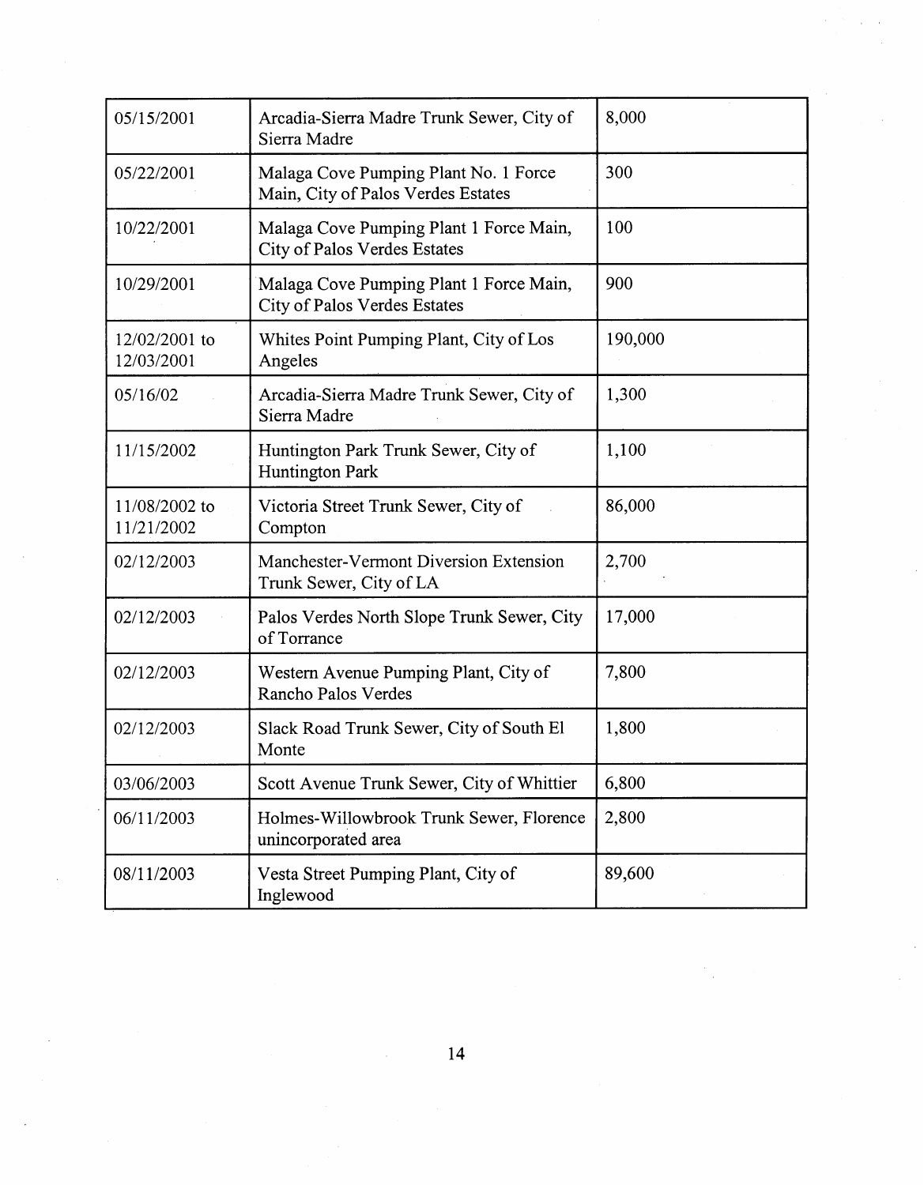| | | |
|---|---|---|
| 05/15/2001 | Arcadia-Sierra Madre Trunk Sewer, City of Sierra Madre | 8,000 |
| 05/22/2001 | Malaga Cove Pumping Plant No. 1 Force Main, City of Palos Verdes Estates | 300 |
| 10/22/2001 | Malaga Cove Pumping Plant 1 Force Main, City of Palos Verdes Estates | 100 |
| 10/29/2001 | Malaga Cove Pumping Plant 1 Force Main, City of Palos Verdes Estates | 900 |
| 12/02/2001 to 12/03/2001 | Whites Point Pumping Plant, City of Los Angeles | 190,000 |
| 05/16/02 | Arcadia-Sierra Madre Trunk Sewer, City of Sierra Madre | 1,300 |
| 11/15/2002 | Huntington Park Trunk Sewer, City of Huntington Park | 1,100 |
| 11/08/2002 to 11/21/2002 | Victoria Street Trunk Sewer, City of Compton | 86,000 |
| 02/12/2003 | Manchester-Vermont Diversion Extension Trunk Sewer, City of LA | 2,700 |
| 02/12/2003 | Palos Verdes North Slope Trunk Sewer, City of Torrance | 17,000 |
| 02/12/2003 | Western Avenue Pumping Plant, City of Rancho Palos Verdes | 7,800 |
| 02/12/2003 | Slack Road Trunk Sewer, City of South El Monte | 1,800 |
| 03/06/2003 | Scott Avenue Trunk Sewer, City of Whittier | 6,800 |
| 06/11/2003 | Holmes-Willowbrook Trunk Sewer, Florence unincorporated area | 2,800 |
| 08/11/2003 | Vesta Street Pumping Plant, City of Inglewood | 89,600 |